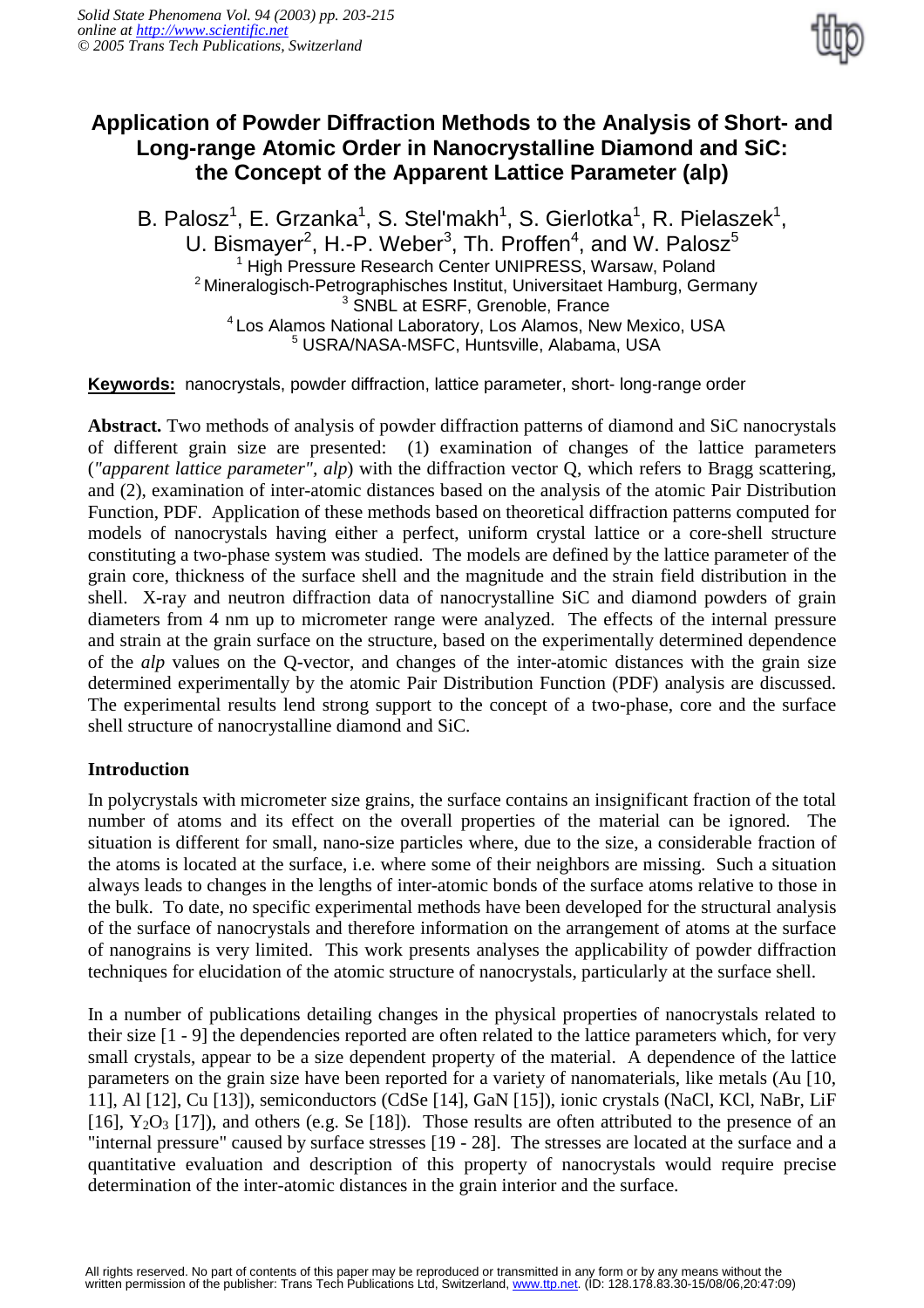# Application of Powder Diffraction Methods to the Analysis of Short- and Long-range Atomic Order in Nanocrystalline Diamond and SiC: the Concept of the Apparent Lattice Parameter (alp)

B. Palosz[1], E. Grzanka[1], S. Stel'makh[1], S. Gierlotka[1], R. Pielaszek[1], U. Bismayer[2], H.-P. Weber[3], Th. Proffen[4], and W. Palosz[5]

[1] High Pressure Research Center UNIPRESS, Warsaw, Poland
[2] Mineralogisch-Petrographisches Institut, Universitaet Hamburg, Germany
[3] SNBL at ESRF, Grenoble, France
[4] Los Alamos National Laboratory, Los Alamos, New Mexico, USA
[5] USRA/NASA-MSFC, Huntsville, Alabama, USA

**Keywords:** nanocrystals, powder diffraction, lattice parameter, short- long-range order

**Abstract.** Two methods of analysis of powder diffraction patterns of diamond and SiC nanocrystals of different grain size are presented: (1) examination of changes of the lattice parameters (*"apparent lattice parameter"*, *alp*) with the diffraction vector Q, which refers to Bragg scattering, and (2), examination of inter-atomic distances based on the analysis of the atomic Pair Distribution Function, PDF. Application of these methods based on theoretical diffraction patterns computed for models of nanocrystals having either a perfect, uniform crystal lattice or a core-shell structure constituting a two-phase system was studied. The models are defined by the lattice parameter of the grain core, thickness of the surface shell and the magnitude and the strain field distribution in the shell. X-ray and neutron diffraction data of nanocrystalline SiC and diamond powders of grain diameters from 4 nm up to micrometer range were analyzed. The effects of the internal pressure and strain at the grain surface on the structure, based on the experimentally determined dependence of the *alp* values on the Q-vector, and changes of the inter-atomic distances with the grain size determined experimentally by the atomic Pair Distribution Function (PDF) analysis are discussed. The experimental results lend strong support to the concept of a two-phase, core and the surface shell structure of nanocrystalline diamond and SiC.

## Introduction

In polycrystals with micrometer size grains, the surface contains an insignificant fraction of the total number of atoms and its effect on the overall properties of the material can be ignored. The situation is different for small, nano-size particles where, due to the size, a considerable fraction of the atoms is located at the surface, i.e. where some of their neighbors are missing. Such a situation always leads to changes in the lengths of inter-atomic bonds of the surface atoms relative to those in the bulk. To date, no specific experimental methods have been developed for the structural analysis of the surface of nanocrystals and therefore information on the arrangement of atoms at the surface of nanograins is very limited. This work presents analyses the applicability of powder diffraction techniques for elucidation of the atomic structure of nanocrystals, particularly at the surface shell.

In a number of publications detailing changes in the physical properties of nanocrystals related to their size [1 - 9] the dependencies reported are often related to the lattice parameters which, for very small crystals, appear to be a size dependent property of the material. A dependence of the lattice parameters on the grain size have been reported for a variety of nanomaterials, like metals (Au [10, 11], Al [12], Cu [13]), semiconductors (CdSe [14], GaN [15]), ionic crystals (NaCl, KCl, NaBr, LiF [16], $Y_2O_3$ [17]), and others (e.g. Se [18]). Those results are often attributed to the presence of an "internal pressure" caused by surface stresses [19 - 28]. The stresses are located at the surface and a quantitative evaluation and description of this property of nanocrystals would require precise determination of the inter-atomic distances in the grain interior and the surface.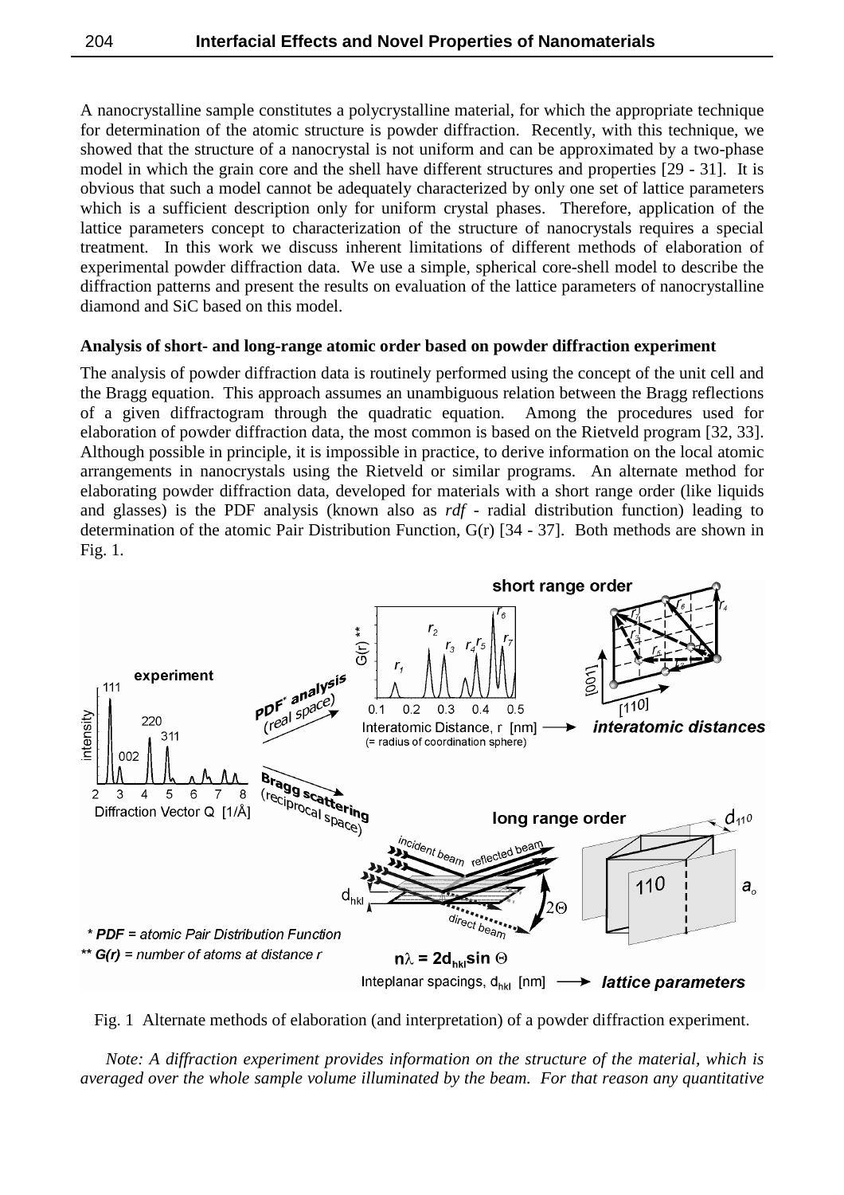A nanocrystalline sample constitutes a polycrystalline material, for which the appropriate technique for determination of the atomic structure is powder diffraction. Recently, with this technique, we showed that the structure of a nanocrystal is not uniform and can be approximated by a two-phase model in which the grain core and the shell have different structures and properties [29 - 31]. It is obvious that such a model cannot be adequately characterized by only one set of lattice parameters which is a sufficient description only for uniform crystal phases. Therefore, application of the lattice parameters concept to characterization of the structure of nanocrystals requires a special treatment. In this work we discuss inherent limitations of different methods of elaboration of experimental powder diffraction data. We use a simple, spherical core-shell model to describe the diffraction patterns and present the results on evaluation of the lattice parameters of nanocrystalline diamond and SiC based on this model.

**Analysis of short- and long-range atomic order based on powder diffraction experiment**

The analysis of powder diffraction data is routinely performed using the concept of the unit cell and the Bragg equation. This approach assumes an unambiguous relation between the Bragg reflections of a given diffractogram through the quadratic equation. Among the procedures used for elaboration of powder diffraction data, the most common is based on the Rietveld program [32, 33]. Although possible in principle, it is impossible in practice, to derive information on the local atomic arrangements in nanocrystals using the Rietveld or similar programs. An alternate method for elaborating powder diffraction data, developed for materials with a short range order (like liquids and glasses) is the PDF analysis (known also as *rdf* - radial distribution function) leading to determination of the atomic Pair Distribution Function, G(r) [34 - 37]. Both methods are shown in Fig. 1.

Fig. 1 Alternate methods of elaboration (and interpretation) of a powder diffraction experiment.

*Note: A diffraction experiment provides information on the structure of the material, which is averaged over the whole sample volume illuminated by the beam. For that reason any quantitative*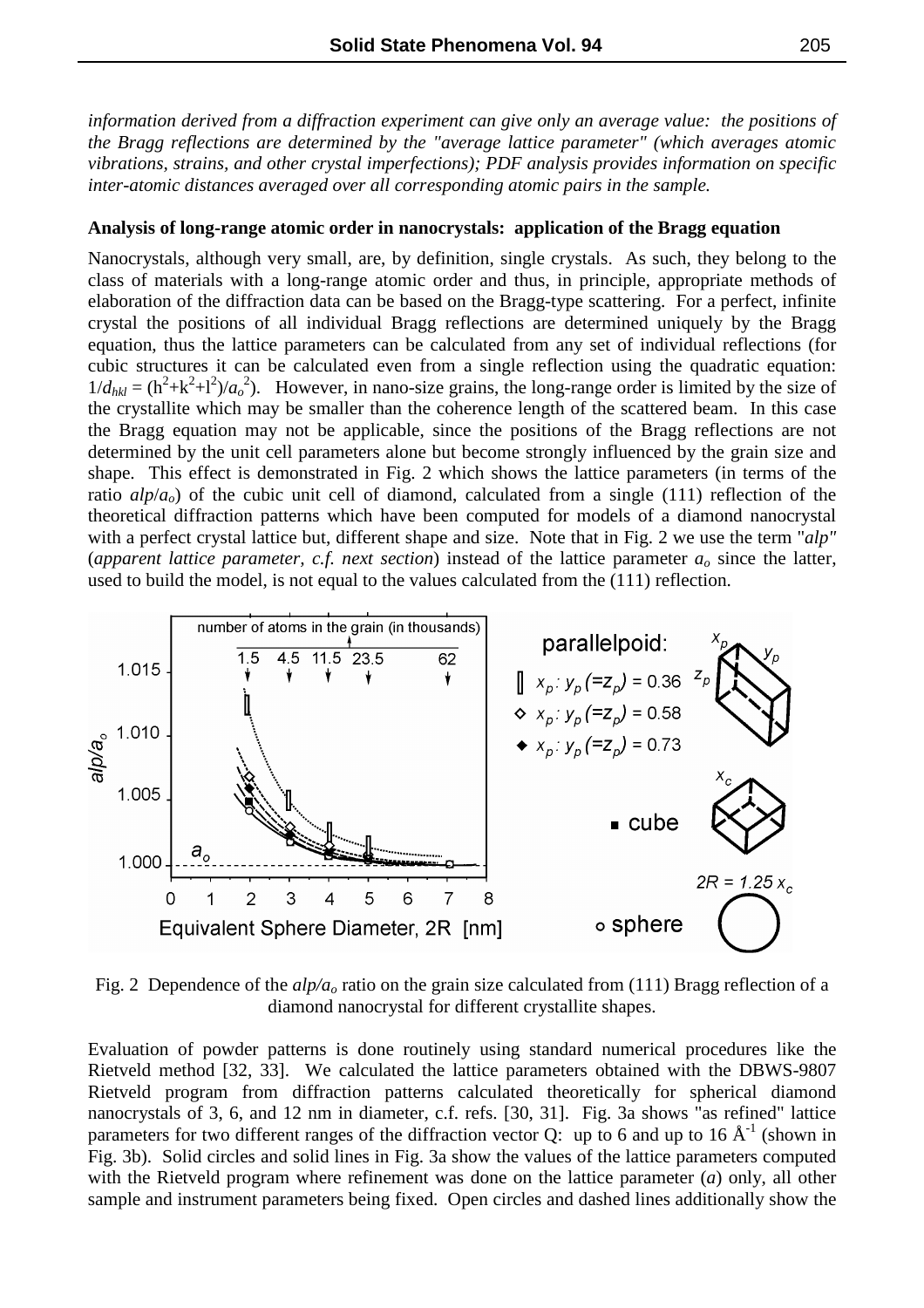*information derived from a diffraction experiment can give only an average value: the positions of the Bragg reflections are determined by the "average lattice parameter" (which averages atomic vibrations, strains, and other crystal imperfections); PDF analysis provides information on specific inter-atomic distances averaged over all corresponding atomic pairs in the sample.*

**Analysis of long-range atomic order in nanocrystals: application of the Bragg equation**

Nanocrystals, although very small, are, by definition, single crystals. As such, they belong to the class of materials with a long-range atomic order and thus, in principle, appropriate methods of elaboration of the diffraction data can be based on the Bragg-type scattering. For a perfect, infinite crystal the positions of all individual Bragg reflections are determined uniquely by the Bragg equation, thus the lattice parameters can be calculated from any set of individual reflections (for cubic structures it can be calculated even from a single reflection using the quadratic equation: $1/d_{hkl} = (h^2+k^2+l^2)/a_o^2$). However, in nano-size grains, the long-range order is limited by the size of the crystallite which may be smaller than the coherence length of the scattered beam. In this case the Bragg equation may not be applicable, since the positions of the Bragg reflections are not determined by the unit cell parameters alone but become strongly influenced by the grain size and shape. This effect is demonstrated in Fig. 2 which shows the lattice parameters (in terms of the ratio $alp/a_o$) of the cubic unit cell of diamond, calculated from a single (111) reflection of the theoretical diffraction patterns which have been computed for models of a diamond nanocrystal with a perfect crystal lattice but, different shape and size. Note that in Fig. 2 we use the term "*alp*" (*apparent lattice parameter, c.f. next section*) instead of the lattice parameter $a_o$ since the latter, used to build the model, is not equal to the values calculated from the (111) reflection.

Fig. 2 Dependence of the $alp/a_o$ ratio on the grain size calculated from (111) Bragg reflection of a diamond nanocrystal for different crystallite shapes.

Evaluation of powder patterns is done routinely using standard numerical procedures like the Rietveld method [32, 33]. We calculated the lattice parameters obtained with the DBWS-9807 Rietveld program from diffraction patterns calculated theoretically for spherical diamond nanocrystals of 3, 6, and 12 nm in diameter, c.f. refs. [30, 31]. Fig. 3a shows "as refined" lattice parameters for two different ranges of the diffraction vector Q: up to 6 and up to 16 $Å^{-1}$ (shown in Fig. 3b). Solid circles and solid lines in Fig. 3a show the values of the lattice parameters computed with the Rietveld program where refinement was done on the lattice parameter ($a$) only, all other sample and instrument parameters being fixed. Open circles and dashed lines additionally show the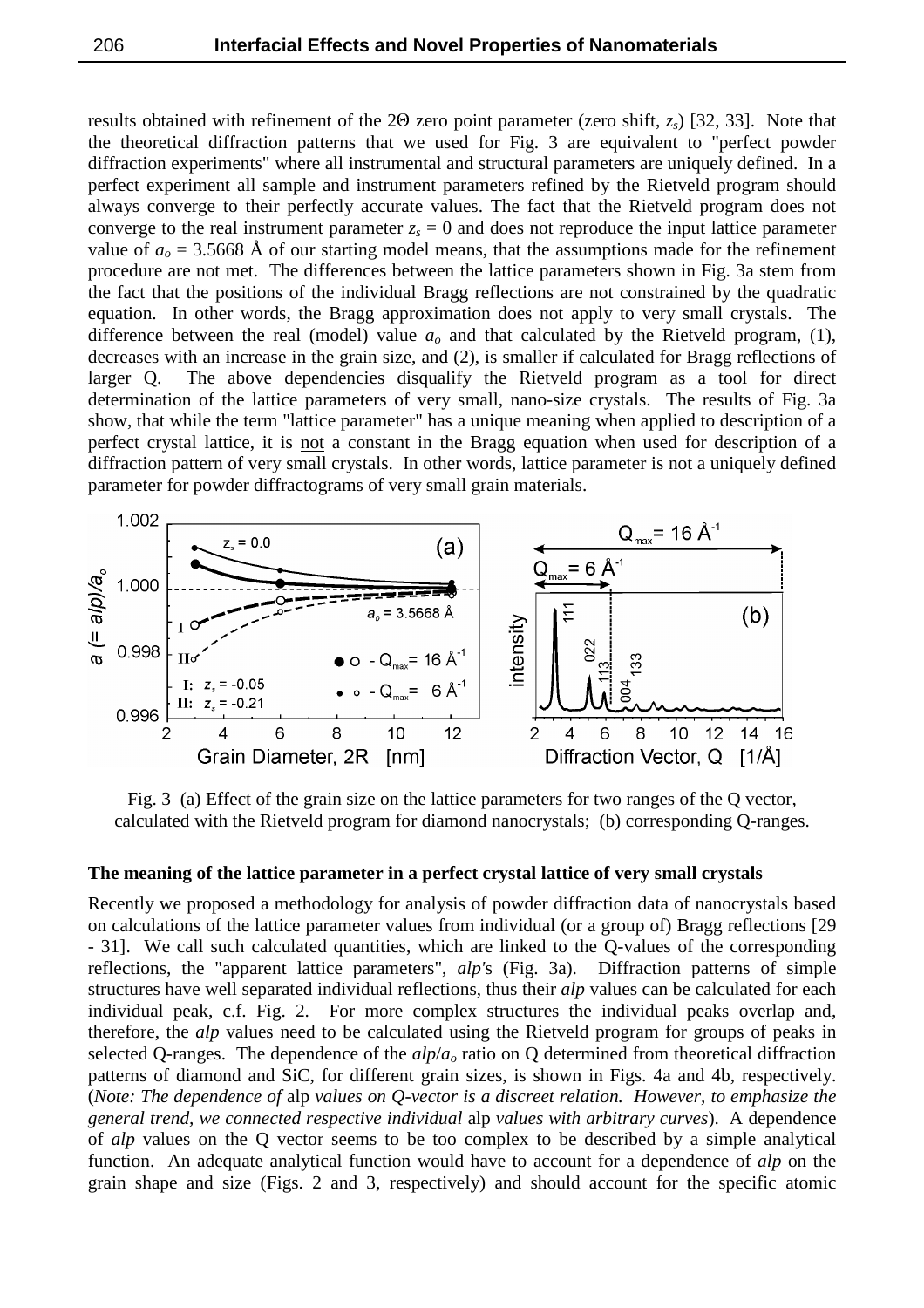results obtained with refinement of the 2Θ zero point parameter (zero shift, $z_s$) [32, 33]. Note that the theoretical diffraction patterns that we used for Fig. 3 are equivalent to "perfect powder diffraction experiments" where all instrumental and structural parameters are uniquely defined. In a perfect experiment all sample and instrument parameters refined by the Rietveld program should always converge to their perfectly accurate values. The fact that the Rietveld program does not converge to the real instrument parameter $z_s = 0$ and does not reproduce the input lattice parameter value of $a_o = 3.5668$ Å of our starting model means, that the assumptions made for the refinement procedure are not met. The differences between the lattice parameters shown in Fig. 3a stem from the fact that the positions of the individual Bragg reflections are not constrained by the quadratic equation. In other words, the Bragg approximation does not apply to very small crystals. The difference between the real (model) value $a_o$ and that calculated by the Rietveld program, (1), decreases with an increase in the grain size, and (2), is smaller if calculated for Bragg reflections of larger Q. The above dependencies disqualify the Rietveld program as a tool for direct determination of the lattice parameters of very small, nano-size crystals. The results of Fig. 3a show, that while the term "lattice parameter" has a unique meaning when applied to description of a perfect crystal lattice, it is not a constant in the Bragg equation when used for description of a diffraction pattern of very small crystals. In other words, lattice parameter is not a uniquely defined parameter for powder diffractograms of very small grain materials.

Fig. 3 (a) Effect of the grain size on the lattice parameters for two ranges of the Q vector, calculated with the Rietveld program for diamond nanocrystals; (b) corresponding Q-ranges.

### The meaning of the lattice parameter in a perfect crystal lattice of very small crystals

Recently we proposed a methodology for analysis of powder diffraction data of nanocrystals based on calculations of the lattice parameter values from individual (or a group of) Bragg reflections [29 - 31]. We call such calculated quantities, which are linked to the Q-values of the corresponding reflections, the "apparent lattice parameters", *alp*'s (Fig. 3a). Diffraction patterns of simple structures have well separated individual reflections, thus their *alp* values can be calculated for each individual peak, c.f. Fig. 2. For more complex structures the individual peaks overlap and, therefore, the *alp* values need to be calculated using the Rietveld program for groups of peaks in selected Q-ranges. The dependence of the $alp/a_o$ ratio on Q determined from theoretical diffraction patterns of diamond and SiC, for different grain sizes, is shown in Figs. 4a and 4b, respectively. (*Note: The dependence of alp values on Q-vector is a discreet relation. However, to emphasize the general trend, we connected respective individual alp values with arbitrary curves*). A dependence of *alp* values on the Q vector seems to be too complex to be described by a simple analytical function. An adequate analytical function would have to account for a dependence of *alp* on the grain shape and size (Figs. 2 and 3, respectively) and should account for the specific atomic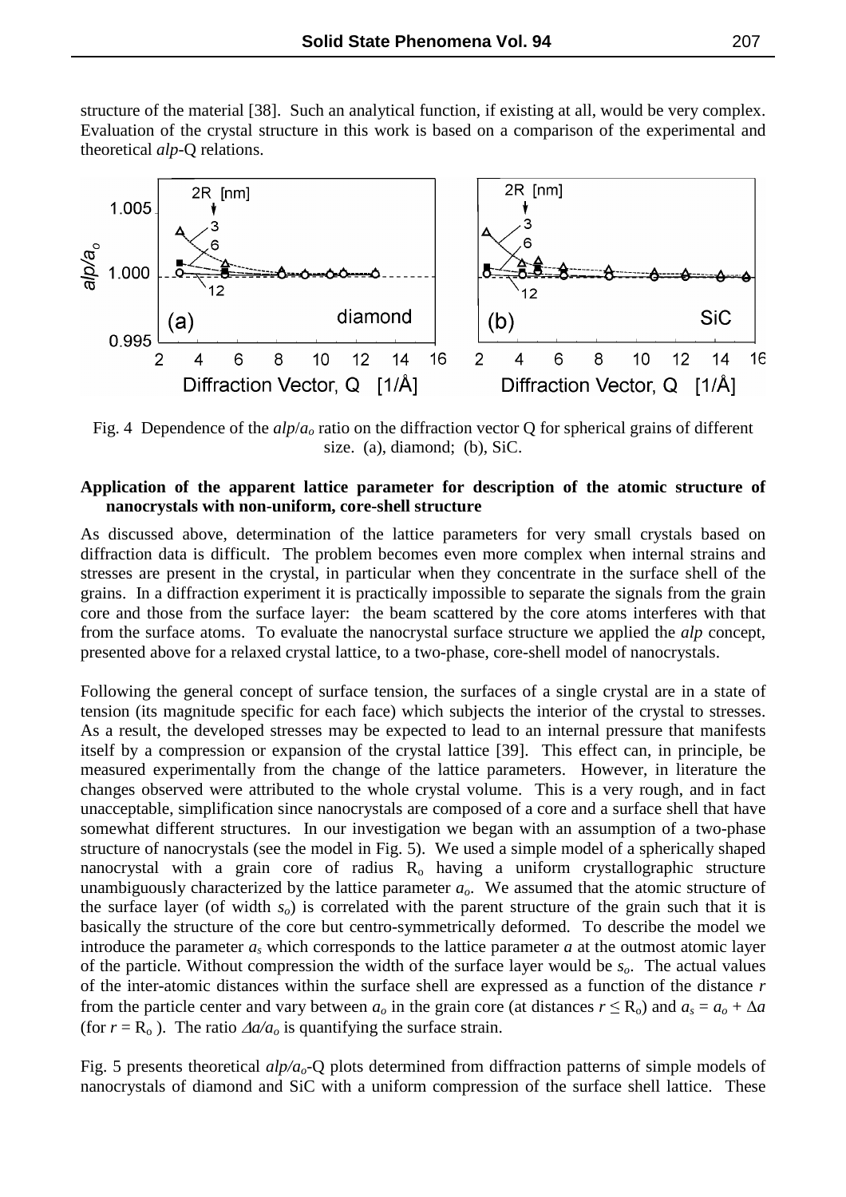structure of the material [38]. Such an analytical function, if existing at all, would be very complex. Evaluation of the crystal structure in this work is based on a comparison of the experimental and theoretical *alp*-Q relations.

Fig. 4 Dependence of the $alp/a_o$ ratio on the diffraction vector Q for spherical grains of different size. (a), diamond; (b), SiC.

**Application of the apparent lattice parameter for description of the atomic structure of nanocrystals with non-uniform, core-shell structure**

As discussed above, determination of the lattice parameters for very small crystals based on diffraction data is difficult. The problem becomes even more complex when internal strains and stresses are present in the crystal, in particular when they concentrate in the surface shell of the grains. In a diffraction experiment it is practically impossible to separate the signals from the grain core and those from the surface layer: the beam scattered by the core atoms interferes with that from the surface atoms. To evaluate the nanocrystal surface structure we applied the *alp* concept, presented above for a relaxed crystal lattice, to a two-phase, core-shell model of nanocrystals.

Following the general concept of surface tension, the surfaces of a single crystal are in a state of tension (its magnitude specific for each face) which subjects the interior of the crystal to stresses. As a result, the developed stresses may be expected to lead to an internal pressure that manifests itself by a compression or expansion of the crystal lattice [39]. This effect can, in principle, be measured experimentally from the change of the lattice parameters. However, in literature the changes observed were attributed to the whole crystal volume. This is a very rough, and in fact unacceptable, simplification since nanocrystals are composed of a core and a surface shell that have somewhat different structures. In our investigation we began with an assumption of a two-phase structure of nanocrystals (see the model in Fig. 5). We used a simple model of a spherically shaped nanocrystal with a grain core of radius $R_o$ having a uniform crystallographic structure unambiguously characterized by the lattice parameter $a_o$. We assumed that the atomic structure of the surface layer (of width $s_o$) is correlated with the parent structure of the grain such that it is basically the structure of the core but centro-symmetrically deformed. To describe the model we introduce the parameter $a_s$ which corresponds to the lattice parameter $a$ at the outmost atomic layer of the particle. Without compression the width of the surface layer would be $s_o$. The actual values of the inter-atomic distances within the surface shell are expressed as a function of the distance $r$ from the particle center and vary between $a_o$ in the grain core (at distances $r \leq R_o$) and $a_s = a_o + \Delta a$ (for $r = R_o$ ). The ratio $\Delta a/a_o$ is quantifying the surface strain.

Fig. 5 presents theoretical $alp/a_o$-Q plots determined from diffraction patterns of simple models of nanocrystals of diamond and SiC with a uniform compression of the surface shell lattice. These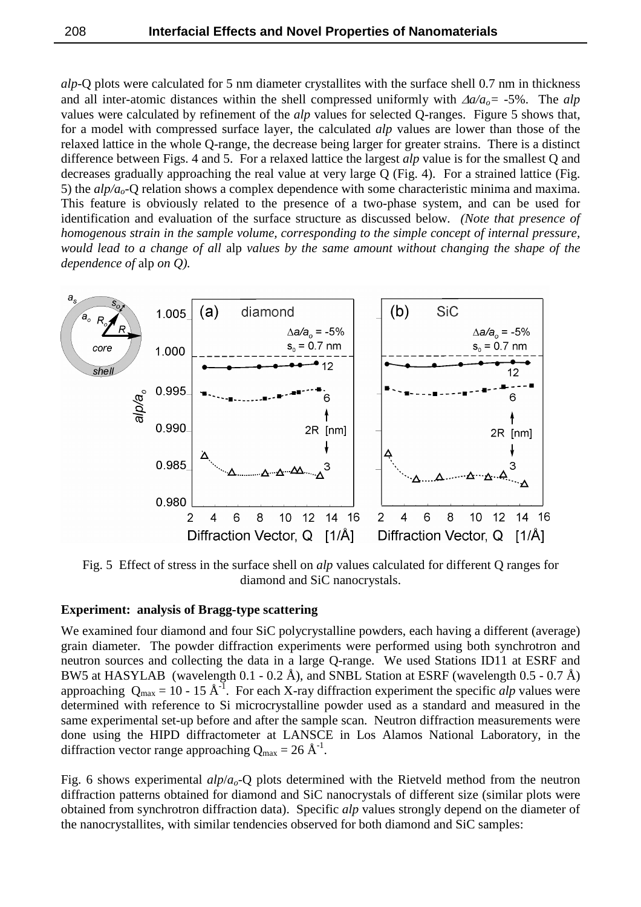*alp*-Q plots were calculated for 5 nm diameter crystallites with the surface shell 0.7 nm in thickness and all inter-atomic distances within the shell compressed uniformly with $\Delta a/a_o$= -5%. The *alp* values were calculated by refinement of the *alp* values for selected Q-ranges. Figure 5 shows that, for a model with compressed surface layer, the calculated *alp* values are lower than those of the relaxed lattice in the whole Q-range, the decrease being larger for greater strains. There is a distinct difference between Figs. 4 and 5. For a relaxed lattice the largest *alp* value is for the smallest Q and decreases gradually approaching the real value at very large Q (Fig. 4). For a strained lattice (Fig. 5) the $alp/a_o$-Q relation shows a complex dependence with some characteristic minima and maxima. This feature is obviously related to the presence of a two-phase system, and can be used for identification and evaluation of the surface structure as discussed below. *(Note that presence of homogenous strain in the sample volume, corresponding to the simple concept of internal pressure, would lead to a change of all* alp *values by the same amount without changing the shape of the dependence of* alp *on Q).*

Fig. 5 Effect of stress in the surface shell on *alp* values calculated for different Q ranges for diamond and SiC nanocrystals.

**Experiment: analysis of Bragg-type scattering**

We examined four diamond and four SiC polycrystalline powders, each having a different (average) grain diameter. The powder diffraction experiments were performed using both synchrotron and neutron sources and collecting the data in a large Q-range. We used Stations ID11 at ESRF and BW5 at HASYLAB (wavelength 0.1 - 0.2 Å), and SNBL Station at ESRF (wavelength 0.5 - 0.7 Å) approaching $Q_{max}$ = 10 - 15 Å$^{-1}$. For each X-ray diffraction experiment the specific *alp* values were determined with reference to Si microcrystalline powder used as a standard and measured in the same experimental set-up before and after the sample scan. Neutron diffraction measurements were done using the HIPD diffractometer at LANSCE in Los Alamos National Laboratory, in the diffraction vector range approaching $Q_{max}$ = 26 Å$^{-1}$.

Fig. 6 shows experimental $alp/a_o$-Q plots determined with the Rietveld method from the neutron diffraction patterns obtained for diamond and SiC nanocrystals of different size (similar plots were obtained from synchrotron diffraction data). Specific *alp* values strongly depend on the diameter of the nanocrystallites, with similar tendencies observed for both diamond and SiC samples: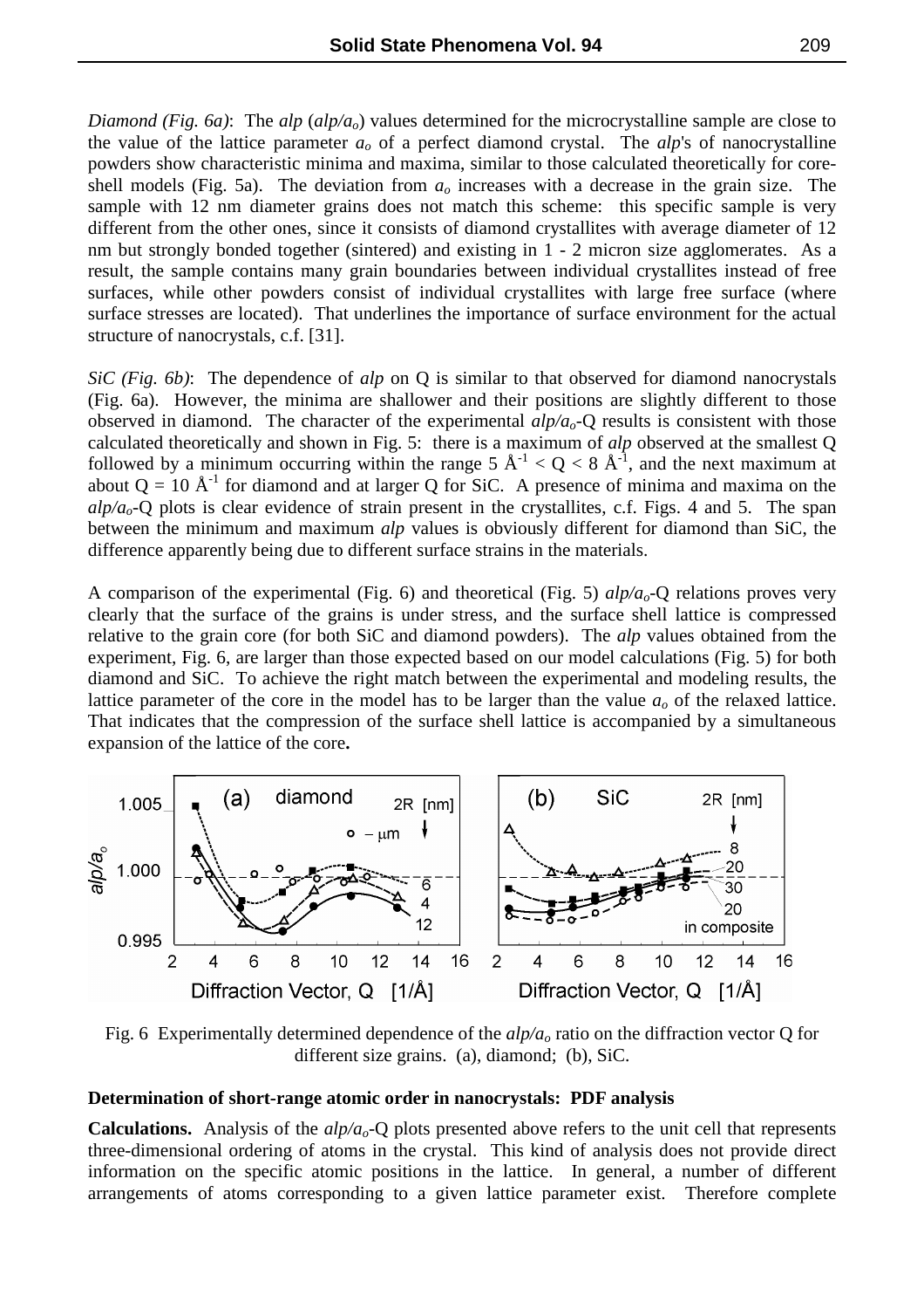*Diamond (Fig. 6a)*: The *alp* ($alp/a_o$) values determined for the microcrystalline sample are close to the value of the lattice parameter $a_o$ of a perfect diamond crystal. The *alp*'s of nanocrystalline powders show characteristic minima and maxima, similar to those calculated theoretically for core-shell models (Fig. 5a). The deviation from $a_o$ increases with a decrease in the grain size. The sample with 12 nm diameter grains does not match this scheme: this specific sample is very different from the other ones, since it consists of diamond crystallites with average diameter of 12 nm but strongly bonded together (sintered) and existing in 1 - 2 micron size agglomerates. As a result, the sample contains many grain boundaries between individual crystallites instead of free surfaces, while other powders consist of individual crystallites with large free surface (where surface stresses are located). That underlines the importance of surface environment for the actual structure of nanocrystals, c.f. [31].

*SiC (Fig. 6b)*: The dependence of *alp* on Q is similar to that observed for diamond nanocrystals (Fig. 6a). However, the minima are shallower and their positions are slightly different to those observed in diamond. The character of the experimental $alp/a_o$-Q results is consistent with those calculated theoretically and shown in Fig. 5: there is a maximum of *alp* observed at the smallest Q followed by a minimum occurring within the range $5\ \text{Å}^{-1} < Q < 8\ \text{Å}^{-1}$, and the next maximum at about $Q = 10\ \text{Å}^{-1}$ for diamond and at larger Q for SiC. A presence of minima and maxima on the $alp/a_o$-Q plots is clear evidence of strain present in the crystallites, c.f. Figs. 4 and 5. The span between the minimum and maximum *alp* values is obviously different for diamond than SiC, the difference apparently being due to different surface strains in the materials.

A comparison of the experimental (Fig. 6) and theoretical (Fig. 5) $alp/a_o$-Q relations proves very clearly that the surface of the grains is under stress, and the surface shell lattice is compressed relative to the grain core (for both SiC and diamond powders). The *alp* values obtained from the experiment, Fig. 6, are larger than those expected based on our model calculations (Fig. 5) for both diamond and SiC. To achieve the right match between the experimental and modeling results, the lattice parameter of the core in the model has to be larger than the value $a_o$ of the relaxed lattice. That indicates that the compression of the surface shell lattice is accompanied by a simultaneous expansion of the lattice of the core.

Fig. 6 Experimentally determined dependence of the $alp/a_o$ ratio on the diffraction vector Q for different size grains. (a), diamond; (b), SiC.

**Determination of short-range atomic order in nanocrystals: PDF analysis**

**Calculations.** Analysis of the $alp/a_o$-Q plots presented above refers to the unit cell that represents three-dimensional ordering of atoms in the crystal. This kind of analysis does not provide direct information on the specific atomic positions in the lattice. In general, a number of different arrangements of atoms corresponding to a given lattice parameter exist. Therefore complete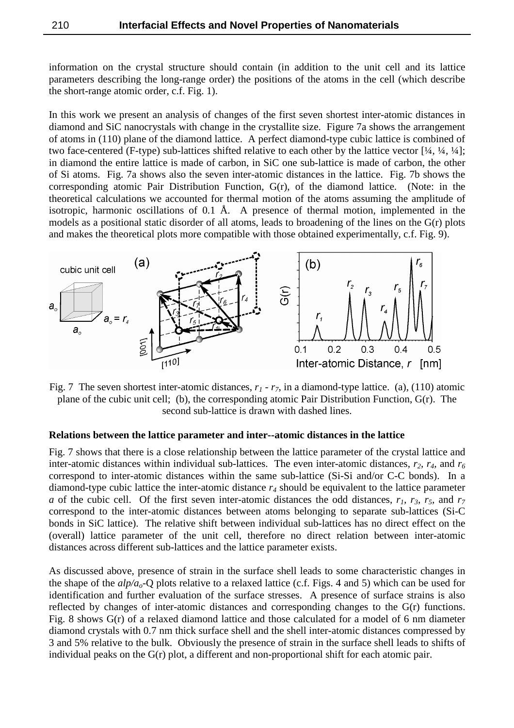information on the crystal structure should contain (in addition to the unit cell and its lattice parameters describing the long-range order) the positions of the atoms in the cell (which describe the short-range atomic order, c.f. Fig. 1).

In this work we present an analysis of changes of the first seven shortest inter-atomic distances in diamond and SiC nanocrystals with change in the crystallite size. Figure 7a shows the arrangement of atoms in (110) plane of the diamond lattice. A perfect diamond-type cubic lattice is combined of two face-centered (F-type) sub-lattices shifted relative to each other by the lattice vector [¼, ¼, ¼]; in diamond the entire lattice is made of carbon, in SiC one sub-lattice is made of carbon, the other of Si atoms. Fig. 7a shows also the seven inter-atomic distances in the lattice. Fig. 7b shows the corresponding atomic Pair Distribution Function, G(r), of the diamond lattice. (Note: in the theoretical calculations we accounted for thermal motion of the atoms assuming the amplitude of isotropic, harmonic oscillations of 0.1 Å. A presence of thermal motion, implemented in the models as a positional static disorder of all atoms, leads to broadening of the lines on the G(r) plots and makes the theoretical plots more compatible with those obtained experimentally, c.f. Fig. 9).

Fig. 7 The seven shortest inter-atomic distances, $r_1$ - $r_7$, in a diamond-type lattice. (a), (110) atomic plane of the cubic unit cell; (b), the corresponding atomic Pair Distribution Function, G(r). The second sub-lattice is drawn with dashed lines.

**Relations between the lattice parameter and inter--atomic distances in the lattice**

Fig. 7 shows that there is a close relationship between the lattice parameter of the crystal lattice and inter-atomic distances within individual sub-lattices. The even inter-atomic distances, $r_2$, $r_4$, and $r_6$ correspond to inter-atomic distances within the same sub-lattice (Si-Si and/or C-C bonds). In a diamond-type cubic lattice the inter-atomic distance $r_4$ should be equivalent to the lattice parameter $a$ of the cubic cell. Of the first seven inter-atomic distances the odd distances, $r_1$, $r_3$, $r_5$, and $r_7$ correspond to the inter-atomic distances between atoms belonging to separate sub-lattices (Si-C bonds in SiC lattice). The relative shift between individual sub-lattices has no direct effect on the (overall) lattice parameter of the unit cell, therefore no direct relation between inter-atomic distances across different sub-lattices and the lattice parameter exists.

As discussed above, presence of strain in the surface shell leads to some characteristic changes in the shape of the $alp/a_o$-Q plots relative to a relaxed lattice (c.f. Figs. 4 and 5) which can be used for identification and further evaluation of the surface stresses. A presence of surface strains is also reflected by changes of inter-atomic distances and corresponding changes to the G(r) functions. Fig. 8 shows G(r) of a relaxed diamond lattice and those calculated for a model of 6 nm diameter diamond crystals with 0.7 nm thick surface shell and the shell inter-atomic distances compressed by 3 and 5% relative to the bulk. Obviously the presence of strain in the surface shell leads to shifts of individual peaks on the G(r) plot, a different and non-proportional shift for each atomic pair.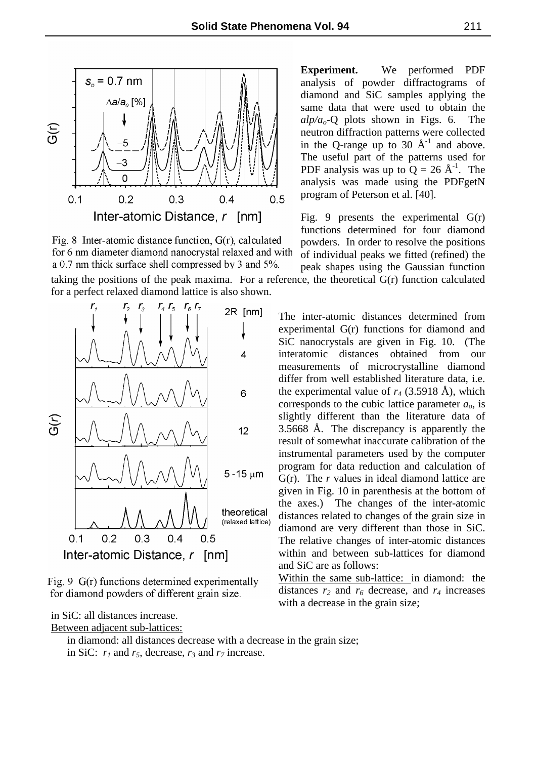Fig. 8 Inter-atomic distance function, G(r), calculated for 6 nm diameter diamond nanocrystal relaxed and with a 0.7 nm thick surface shell compressed by 3 and 5%.

**Experiment.** We performed PDF analysis of powder diffractograms of diamond and SiC samples applying the same data that were used to obtain the $alp/a_o$-Q plots shown in Figs. 6. The neutron diffraction patterns were collected in the Q-range up to 30 Å$^{-1}$ and above. The useful part of the patterns used for PDF analysis was up to Q = 26 Å$^{-1}$. The analysis was made using the PDFgetN program of Peterson et al. [40].

Fig. 9 presents the experimental G(r) functions determined for four diamond powders. In order to resolve the positions of individual peaks we fitted (refined) the peak shapes using the Gaussian function taking the positions of the peak maxima. For a reference, the theoretical G(r) function calculated for a perfect relaxed diamond lattice is also shown.

Fig. 9 G(r) functions determined experimentally for diamond powders of different grain size.

The inter-atomic distances determined from experimental G(r) functions for diamond and SiC nanocrystals are given in Fig. 10. (The interatomic distances obtained from our measurements of microcrystalline diamond differ from well established literature data, i.e. the experimental value of $r_4$ (3.5918 Å), which corresponds to the cubic lattice parameter $a_o$, is slightly different than the literature data of 3.5668 Å. The discrepancy is apparently the result of somewhat inaccurate calibration of the instrumental parameters used by the computer program for data reduction and calculation of G(r). The $r$ values in ideal diamond lattice are given in Fig. 10 in parenthesis at the bottom of the axes.) The changes of the inter-atomic distances related to changes of the grain size in diamond are very different than those in SiC. The relative changes of inter-atomic distances within and between sub-lattices for diamond and SiC are as follows:

Within the same sub-lattice: in diamond: the distances $r_2$ and $r_6$ decrease, and $r_4$ increases with a decrease in the grain size;

in SiC: all distances increase.

Between adjacent sub-lattices:

in diamond: all distances decrease with a decrease in the grain size;

in SiC: $r_1$ and $r_5$, decrease, $r_3$ and $r_7$ increase.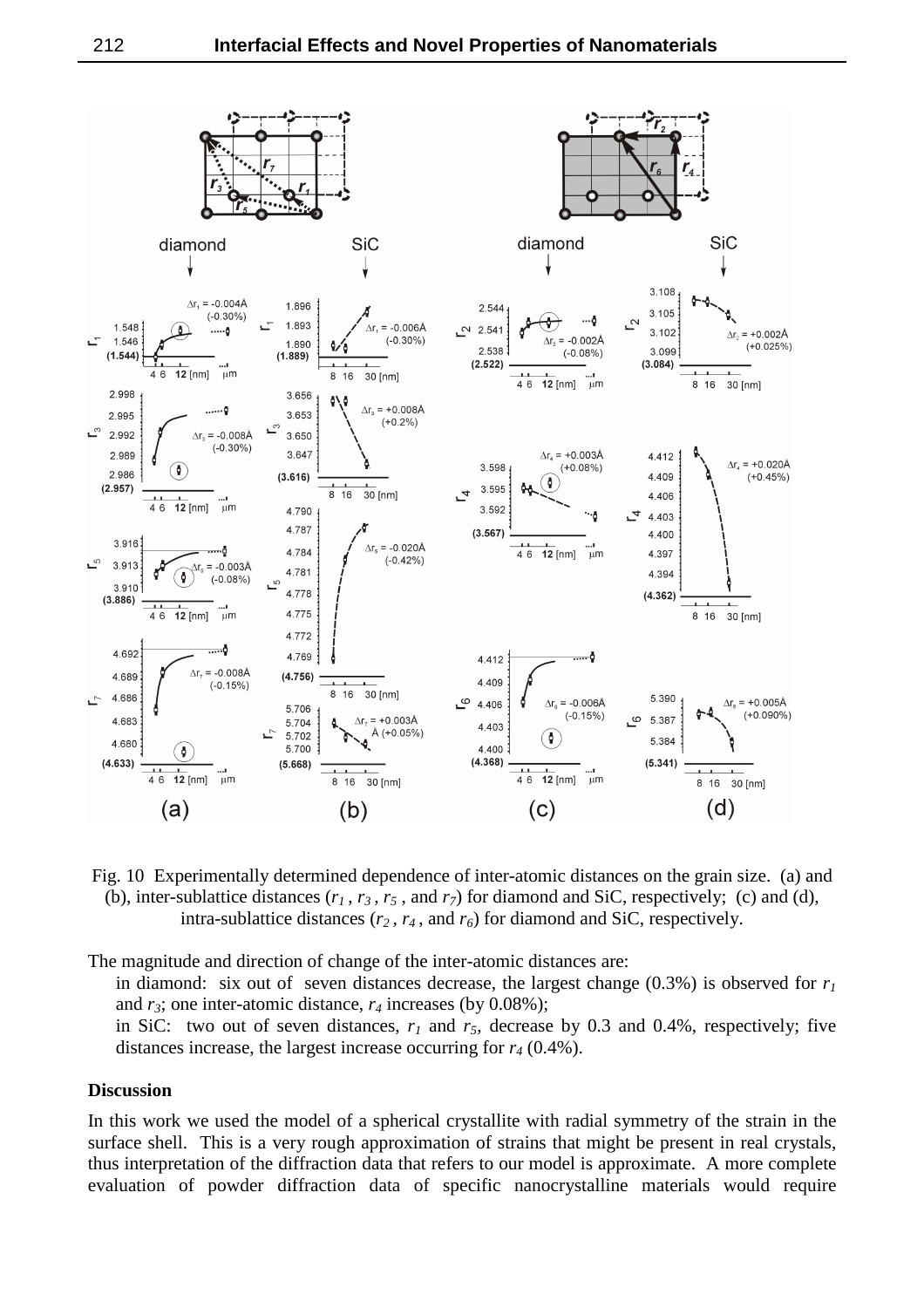Fig. 10 Experimentally determined dependence of inter-atomic distances on the grain size. (a) and (b), inter-sublattice distances ($r_1$, $r_3$, $r_5$, and $r_7$) for diamond and SiC, respectively; (c) and (d), intra-sublattice distances ($r_2$, $r_4$, and $r_6$) for diamond and SiC, respectively.

The magnitude and direction of change of the inter-atomic distances are:

in diamond: six out of seven distances decrease, the largest change (0.3%) is observed for $r_1$ and $r_3$; one inter-atomic distance, $r_4$ increases (by 0.08%);

in SiC: two out of seven distances, $r_1$ and $r_5$, decrease by 0.3 and 0.4%, respectively; five distances increase, the largest increase occurring for $r_4$ (0.4%).

## Discussion

In this work we used the model of a spherical crystallite with radial symmetry of the strain in the surface shell. This is a very rough approximation of strains that might be present in real crystals, thus interpretation of the diffraction data that refers to our model is approximate. A more complete evaluation of powder diffraction data of specific nanocrystalline materials would require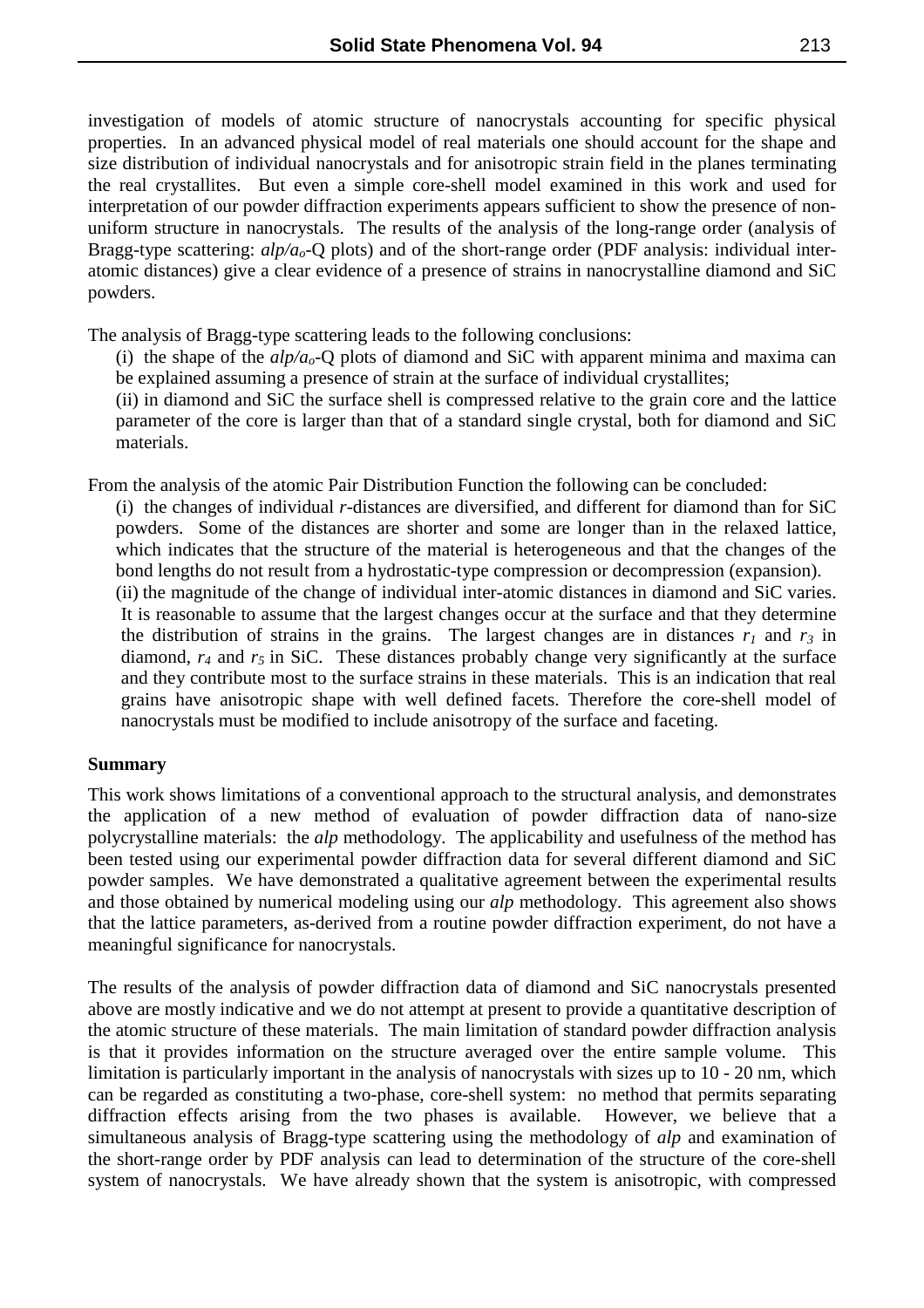investigation of models of atomic structure of nanocrystals accounting for specific physical properties. In an advanced physical model of real materials one should account for the shape and size distribution of individual nanocrystals and for anisotropic strain field in the planes terminating the real crystallites. But even a simple core-shell model examined in this work and used for interpretation of our powder diffraction experiments appears sufficient to show the presence of non-uniform structure in nanocrystals. The results of the analysis of the long-range order (analysis of Bragg-type scattering: *alp*/$a_o$-Q plots) and of the short-range order (PDF analysis: individual inter-atomic distances) give a clear evidence of a presence of strains in nanocrystalline diamond and SiC powders.

The analysis of Bragg-type scattering leads to the following conclusions:

(i) the shape of the *alp*/$a_o$-Q plots of diamond and SiC with apparent minima and maxima can be explained assuming a presence of strain at the surface of individual crystallites;

(ii) in diamond and SiC the surface shell is compressed relative to the grain core and the lattice parameter of the core is larger than that of a standard single crystal, both for diamond and SiC materials.

From the analysis of the atomic Pair Distribution Function the following can be concluded:

(i) the changes of individual *r*-distances are diversified, and different for diamond than for SiC powders. Some of the distances are shorter and some are longer than in the relaxed lattice, which indicates that the structure of the material is heterogeneous and that the changes of the bond lengths do not result from a hydrostatic-type compression or decompression (expansion).

(ii) the magnitude of the change of individual inter-atomic distances in diamond and SiC varies. It is reasonable to assume that the largest changes occur at the surface and that they determine the distribution of strains in the grains. The largest changes are in distances $r_1$ and $r_3$ in diamond, $r_4$ and $r_5$ in SiC. These distances probably change very significantly at the surface and they contribute most to the surface strains in these materials. This is an indication that real grains have anisotropic shape with well defined facets. Therefore the core-shell model of nanocrystals must be modified to include anisotropy of the surface and faceting.

**Summary**

This work shows limitations of a conventional approach to the structural analysis, and demonstrates the application of a new method of evaluation of powder diffraction data of nano-size polycrystalline materials: the *alp* methodology. The applicability and usefulness of the method has been tested using our experimental powder diffraction data for several different diamond and SiC powder samples. We have demonstrated a qualitative agreement between the experimental results and those obtained by numerical modeling using our *alp* methodology. This agreement also shows that the lattice parameters, as-derived from a routine powder diffraction experiment, do not have a meaningful significance for nanocrystals.

The results of the analysis of powder diffraction data of diamond and SiC nanocrystals presented above are mostly indicative and we do not attempt at present to provide a quantitative description of the atomic structure of these materials. The main limitation of standard powder diffraction analysis is that it provides information on the structure averaged over the entire sample volume. This limitation is particularly important in the analysis of nanocrystals with sizes up to 10 - 20 nm, which can be regarded as constituting a two-phase, core-shell system: no method that permits separating diffraction effects arising from the two phases is available. However, we believe that a simultaneous analysis of Bragg-type scattering using the methodology of *alp* and examination of the short-range order by PDF analysis can lead to determination of the structure of the core-shell system of nanocrystals. We have already shown that the system is anisotropic, with compressed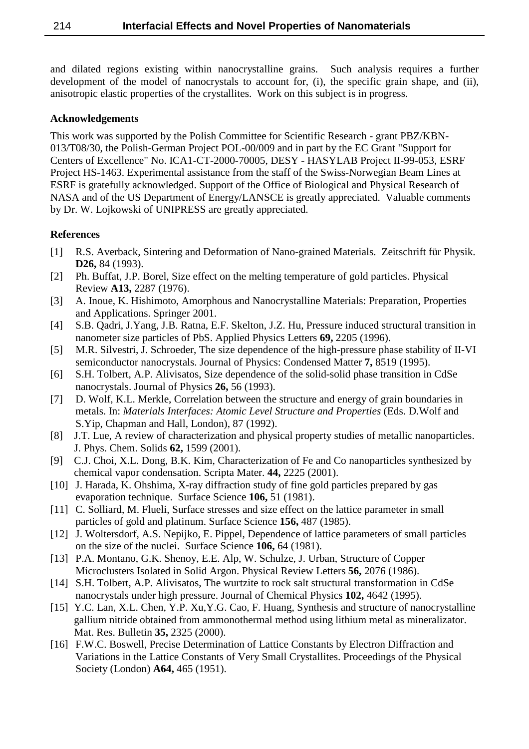and dilated regions existing within nanocrystalline grains. Such analysis requires a further development of the model of nanocrystals to account for, (i), the specific grain shape, and (ii), anisotropic elastic properties of the crystallites. Work on this subject is in progress.

**Acknowledgements**

This work was supported by the Polish Committee for Scientific Research - grant PBZ/KBN-013/T08/30, the Polish-German Project POL-00/009 and in part by the EC Grant "Support for Centers of Excellence" No. ICA1-CT-2000-70005, DESY - HASYLAB Project II-99-053, ESRF Project HS-1463. Experimental assistance from the staff of the Swiss-Norwegian Beam Lines at ESRF is gratefully acknowledged. Support of the Office of Biological and Physical Research of NASA and of the US Department of Energy/LANSCE is greatly appreciated. Valuable comments by Dr. W. Lojkowski of UNIPRESS are greatly appreciated.

**References**

[1] R.S. Averback, Sintering and Deformation of Nano-grained Materials. Zeitschrift für Physik. **D26,** 84 (1993).

[2] Ph. Buffat, J.P. Borel, Size effect on the melting temperature of gold particles. Physical Review **A13,** 2287 (1976).

[3] A. Inoue, K. Hishimoto, Amorphous and Nanocrystalline Materials: Preparation, Properties and Applications. Springer 2001.

[4] S.B. Qadri, J.Yang, J.B. Ratna, E.F. Skelton, J.Z. Hu, Pressure induced structural transition in nanometer size particles of PbS. Applied Physics Letters **69,** 2205 (1996).

[5] M.R. Silvestri, J. Schroeder, The size dependence of the high-pressure phase stability of II-VI semiconductor nanocrystals. Journal of Physics: Condensed Matter **7,** 8519 (1995).

[6] S.H. Tolbert, A.P. Alivisatos, Size dependence of the solid-solid phase transition in CdSe nanocrystals. Journal of Physics **26,** 56 (1993).

[7] D. Wolf, K.L. Merkle, Correlation between the structure and energy of grain boundaries in metals. In: *Materials Interfaces: Atomic Level Structure and Properties* (Eds. D.Wolf and S.Yip, Chapman and Hall, London), 87 (1992).

[8] J.T. Lue, A review of characterization and physical property studies of metallic nanoparticles. J. Phys. Chem. Solids **62,** 1599 (2001).

[9] C.J. Choi, X.L. Dong, B.K. Kim, Characterization of Fe and Co nanoparticles synthesized by chemical vapor condensation. Scripta Mater. **44,** 2225 (2001).

[10] J. Harada, K. Ohshima, X-ray diffraction study of fine gold particles prepared by gas evaporation technique. Surface Science **106,** 51 (1981).

[11] C. Solliard, M. Flueli, Surface stresses and size effect on the lattice parameter in small particles of gold and platinum. Surface Science **156,** 487 (1985).

[12] J. Woltersdorf, A.S. Nepijko, E. Pippel, Dependence of lattice parameters of small particles on the size of the nuclei. Surface Science **106,** 64 (1981).

[13] P.A. Montano, G.K. Shenoy, E.E. Alp, W. Schulze, J. Urban, Structure of Copper Microclusters Isolated in Solid Argon. Physical Review Letters **56,** 2076 (1986).

[14] S.H. Tolbert, A.P. Alivisatos, The wurtzite to rock salt structural transformation in CdSe nanocrystals under high pressure. Journal of Chemical Physics **102,** 4642 (1995).

[15] Y.C. Lan, X.L. Chen, Y.P. Xu,Y.G. Cao, F. Huang, Synthesis and structure of nanocrystalline gallium nitride obtained from ammonothermal method using lithium metal as mineralizator. Mat. Res. Bulletin **35,** 2325 (2000).

[16] F.W.C. Boswell, Precise Determination of Lattice Constants by Electron Diffraction and Variations in the Lattice Constants of Very Small Crystallites. Proceedings of the Physical Society (London) **A64,** 465 (1951).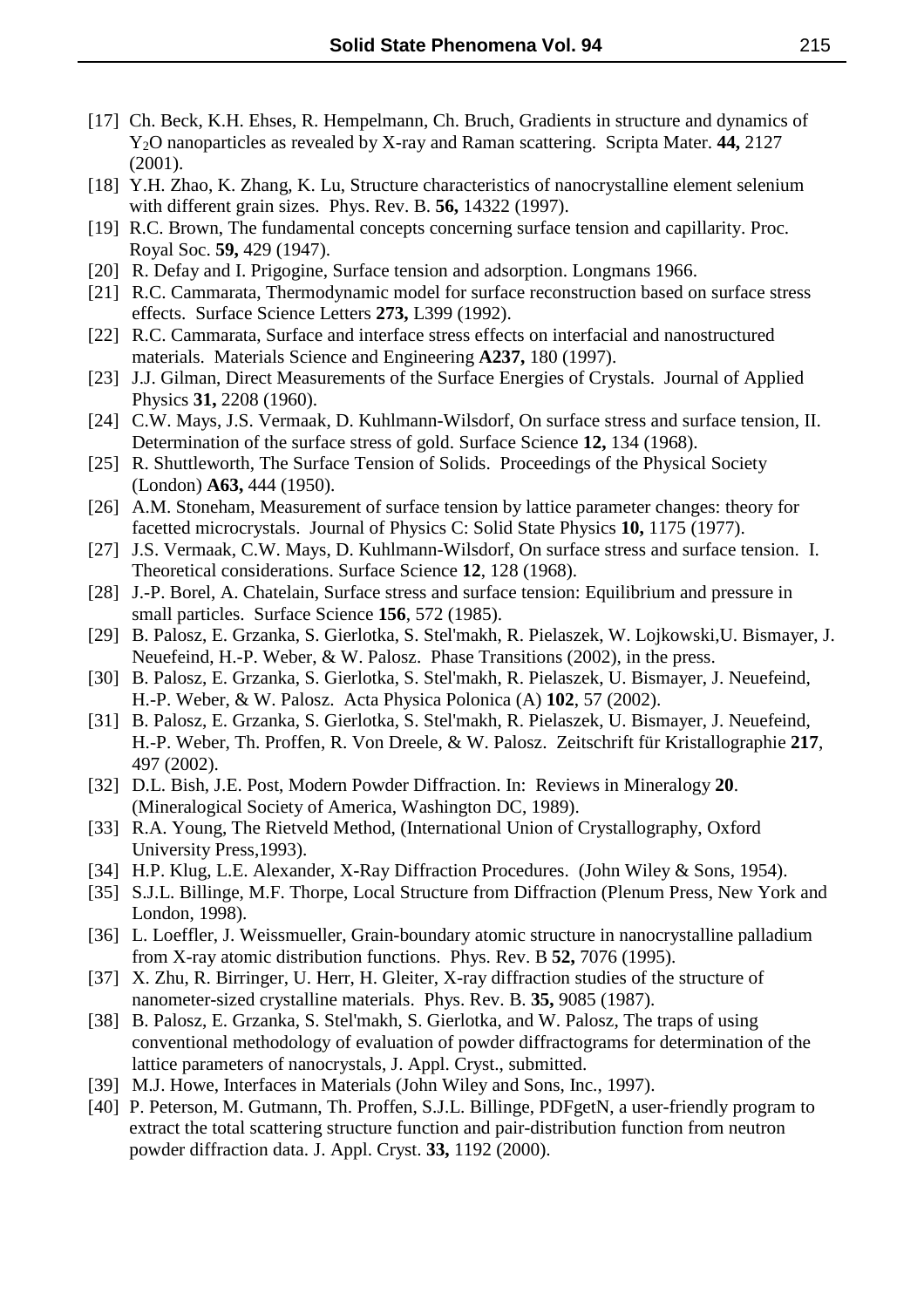[17] Ch. Beck, K.H. Ehses, R. Hempelmann, Ch. Bruch, Gradients in structure and dynamics of $Y_2O$ nanoparticles as revealed by X-ray and Raman scattering. Scripta Mater. **44,** 2127 (2001).

[18] Y.H. Zhao, K. Zhang, K. Lu, Structure characteristics of nanocrystalline element selenium with different grain sizes. Phys. Rev. B. **56,** 14322 (1997).

[19] R.C. Brown, The fundamental concepts concerning surface tension and capillarity. Proc. Royal Soc. **59,** 429 (1947).

[20] R. Defay and I. Prigogine, Surface tension and adsorption. Longmans 1966.

[21] R.C. Cammarata, Thermodynamic model for surface reconstruction based on surface stress effects. Surface Science Letters **273,** L399 (1992).

[22] R.C. Cammarata, Surface and interface stress effects on interfacial and nanostructured materials. Materials Science and Engineering **A237,** 180 (1997).

[23] J.J. Gilman, Direct Measurements of the Surface Energies of Crystals. Journal of Applied Physics **31,** 2208 (1960).

[24] C.W. Mays, J.S. Vermaak, D. Kuhlmann-Wilsdorf, On surface stress and surface tension, II. Determination of the surface stress of gold. Surface Science **12,** 134 (1968).

[25] R. Shuttleworth, The Surface Tension of Solids. Proceedings of the Physical Society (London) **A63,** 444 (1950).

[26] A.M. Stoneham, Measurement of surface tension by lattice parameter changes: theory for facetted microcrystals. Journal of Physics C: Solid State Physics **10,** 1175 (1977).

[27] J.S. Vermaak, C.W. Mays, D. Kuhlmann-Wilsdorf, On surface stress and surface tension. I. Theoretical considerations. Surface Science **12**, 128 (1968).

[28] J.-P. Borel, A. Chatelain, Surface stress and surface tension: Equilibrium and pressure in small particles. Surface Science **156**, 572 (1985).

[29] B. Palosz, E. Grzanka, S. Gierlotka, S. Stel'makh, R. Pielaszek, W. Lojkowski,U. Bismayer, J. Neuefeind, H.-P. Weber, & W. Palosz. Phase Transitions (2002), in the press.

[30] B. Palosz, E. Grzanka, S. Gierlotka, S. Stel'makh, R. Pielaszek, U. Bismayer, J. Neuefeind, H.-P. Weber, & W. Palosz. Acta Physica Polonica (A) **102**, 57 (2002).

[31] B. Palosz, E. Grzanka, S. Gierlotka, S. Stel'makh, R. Pielaszek, U. Bismayer, J. Neuefeind, H.-P. Weber, Th. Proffen, R. Von Dreele, & W. Palosz. Zeitschrift für Kristallographie **217**, 497 (2002).

[32] D.L. Bish, J.E. Post, Modern Powder Diffraction. In: Reviews in Mineralogy **20**. (Mineralogical Society of America, Washington DC, 1989).

[33] R.A. Young, The Rietveld Method, (International Union of Crystallography, Oxford University Press,1993).

[34] H.P. Klug, L.E. Alexander, X-Ray Diffraction Procedures. (John Wiley & Sons, 1954).

[35] S.J.L. Billinge, M.F. Thorpe, Local Structure from Diffraction (Plenum Press, New York and London, 1998).

[36] L. Loeffler, J. Weissmueller, Grain-boundary atomic structure in nanocrystalline palladium from X-ray atomic distribution functions. Phys. Rev. B **52,** 7076 (1995).

[37] X. Zhu, R. Birringer, U. Herr, H. Gleiter, X-ray diffraction studies of the structure of nanometer-sized crystalline materials. Phys. Rev. B. **35,** 9085 (1987).

[38] B. Palosz, E. Grzanka, S. Stel'makh, S. Gierlotka, and W. Palosz, The traps of using conventional methodology of evaluation of powder diffractograms for determination of the lattice parameters of nanocrystals, J. Appl. Cryst., submitted.

[39] M.J. Howe, Interfaces in Materials (John Wiley and Sons, Inc., 1997).

[40] P. Peterson, M. Gutmann, Th. Proffen, S.J.L. Billinge, PDFgetN, a user-friendly program to extract the total scattering structure function and pair-distribution function from neutron powder diffraction data. J. Appl. Cryst. **33,** 1192 (2000).